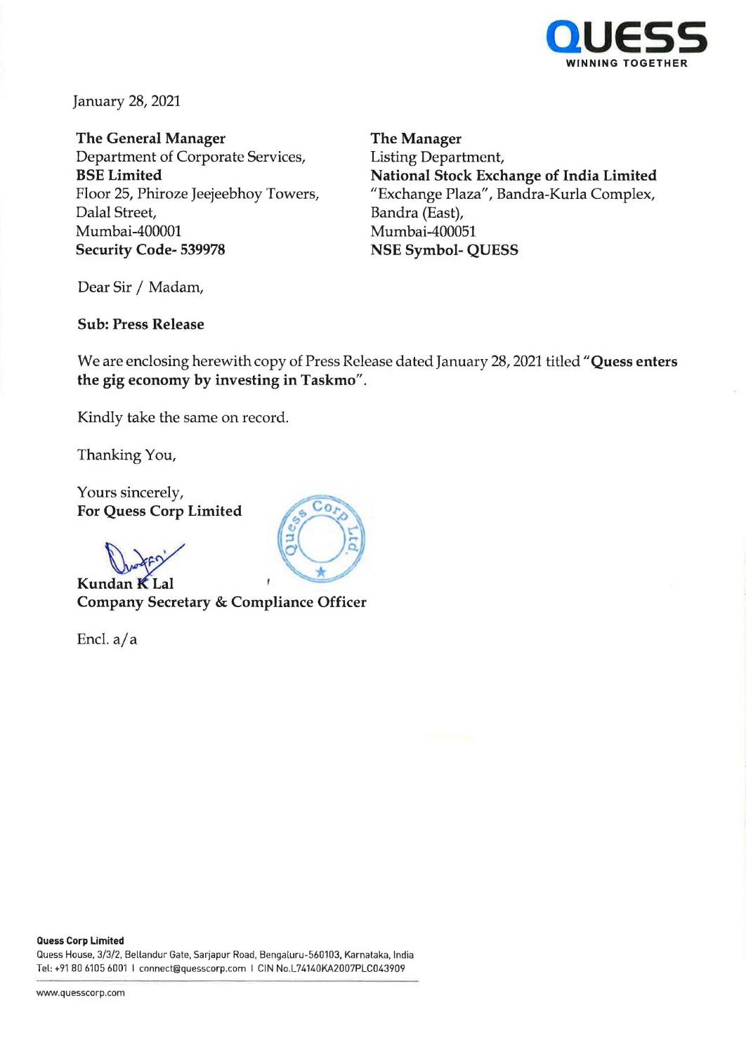QUESS
WINNING TOGETHER

January 28, 2021

**The General Manager**
Department of Corporate Services,
**BSE Limited**
Floor 25, Phiroze Jeejeebhoy Towers,
Dalal Street,
Mumbai-400001
**Security Code- 539978**

**The Manager**
Listing Department,
**National Stock Exchange of India Limited**
"Exchange Plaza", Bandra-Kurla Complex,
Bandra (East),
Mumbai-400051
**NSE Symbol- QUESS**

Dear Sir / Madam,

**Sub: Press Release**

We are enclosing herewith copy of Press Release dated January 28, 2021 titled "**Quess enters the gig economy by investing in Taskmo**".

Kindly take the same on record.

Thanking You,

Yours sincerely,
**For Quess Corp Limited**

**Kundan K Lal**
**Company Secretary & Compliance Officer**

Encl. a/a

**Quess Corp Limited**
Quess House, 3/3/2, Bellandur Gate, Sarjapur Road, Bengaluru-560103, Karnataka, India
Tel: +91 80 6105 6001 I connect@quesscorp.com I CIN No.L74140KA2007PLC043909

www.quesscorp.com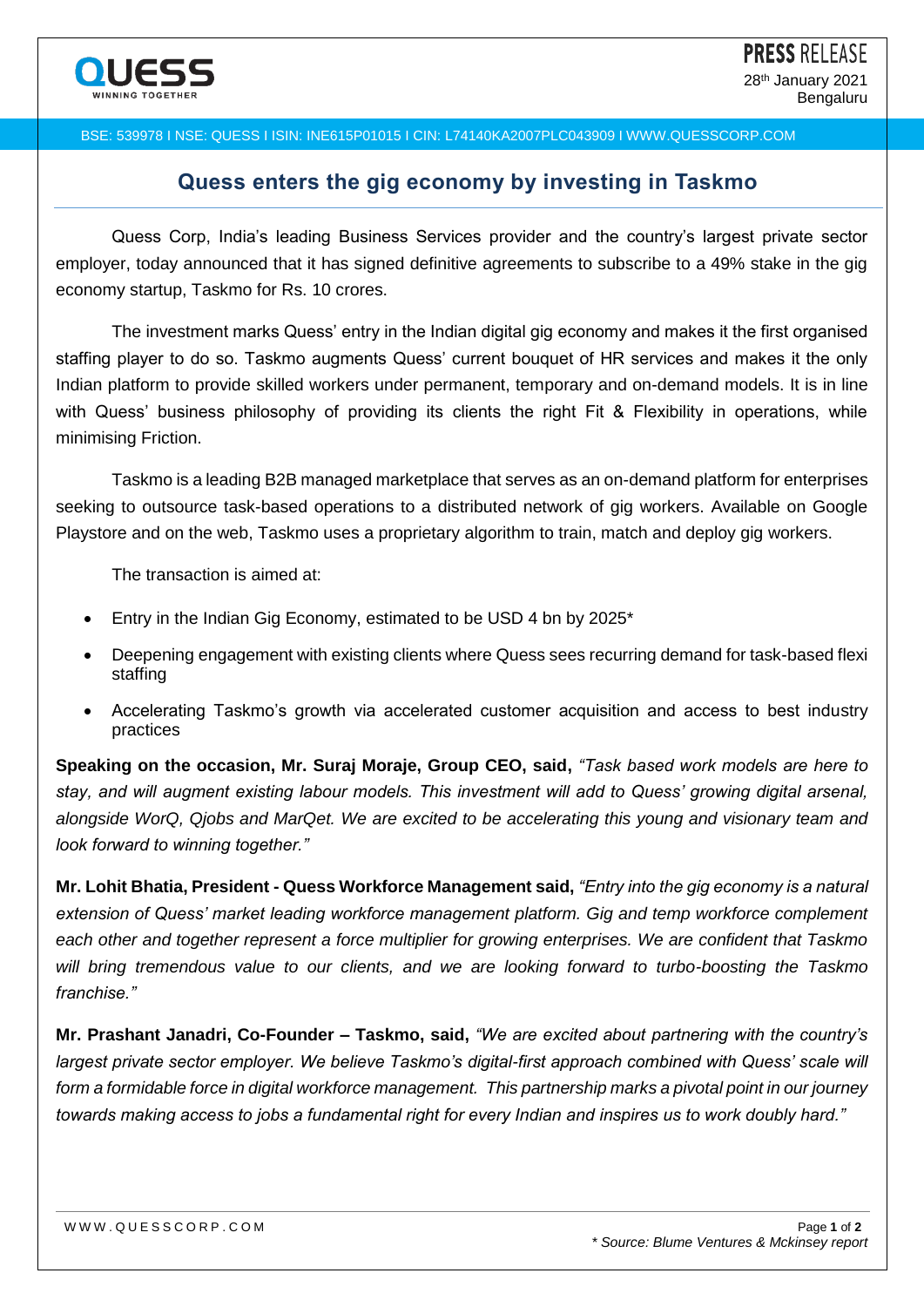**PRESS RELEASE**
28th January 2021
Bengaluru

BSE: 539978 I NSE: QUESS I ISIN: INE615P01015 I CIN: L74140KA2007PLC043909 I WWW.QUESSCORP.COM

# Quess enters the gig economy by investing in Taskmo

Quess Corp, India's leading Business Services provider and the country's largest private sector employer, today announced that it has signed definitive agreements to subscribe to a 49% stake in the gig economy startup, Taskmo for Rs. 10 crores.

The investment marks Quess' entry in the Indian digital gig economy and makes it the first organised staffing player to do so. Taskmo augments Quess' current bouquet of HR services and makes it the only Indian platform to provide skilled workers under permanent, temporary and on-demand models. It is in line with Quess' business philosophy of providing its clients the right Fit & Flexibility in operations, while minimising Friction.

Taskmo is a leading B2B managed marketplace that serves as an on-demand platform for enterprises seeking to outsource task-based operations to a distributed network of gig workers. Available on Google Playstore and on the web, Taskmo uses a proprietary algorithm to train, match and deploy gig workers.

The transaction is aimed at:

- Entry in the Indian Gig Economy, estimated to be USD 4 bn by 2025*
- Deepening engagement with existing clients where Quess sees recurring demand for task-based flexi staffing
- Accelerating Taskmo's growth via accelerated customer acquisition and access to best industry practices

**Speaking on the occasion, Mr. Suraj Moraje, Group CEO, said,** *"Task based work models are here to stay, and will augment existing labour models. This investment will add to Quess' growing digital arsenal, alongside WorQ, Qjobs and MarQet. We are excited to be accelerating this young and visionary team and look forward to winning together."*

**Mr. Lohit Bhatia, President - Quess Workforce Management said,** *"Entry into the gig economy is a natural extension of Quess' market leading workforce management platform. Gig and temp workforce complement each other and together represent a force multiplier for growing enterprises. We are confident that Taskmo will bring tremendous value to our clients, and we are looking forward to turbo-boosting the Taskmo franchise."*

**Mr. Prashant Janadri, Co-Founder – Taskmo, said,** *"We are excited about partnering with the country's largest private sector employer. We believe Taskmo's digital-first approach combined with Quess' scale will form a formidable force in digital workforce management. This partnership marks a pivotal point in our journey towards making access to jobs a fundamental right for every Indian and inspires us to work doubly hard."*

*\* Source: Blume Ventures & Mckinsey report*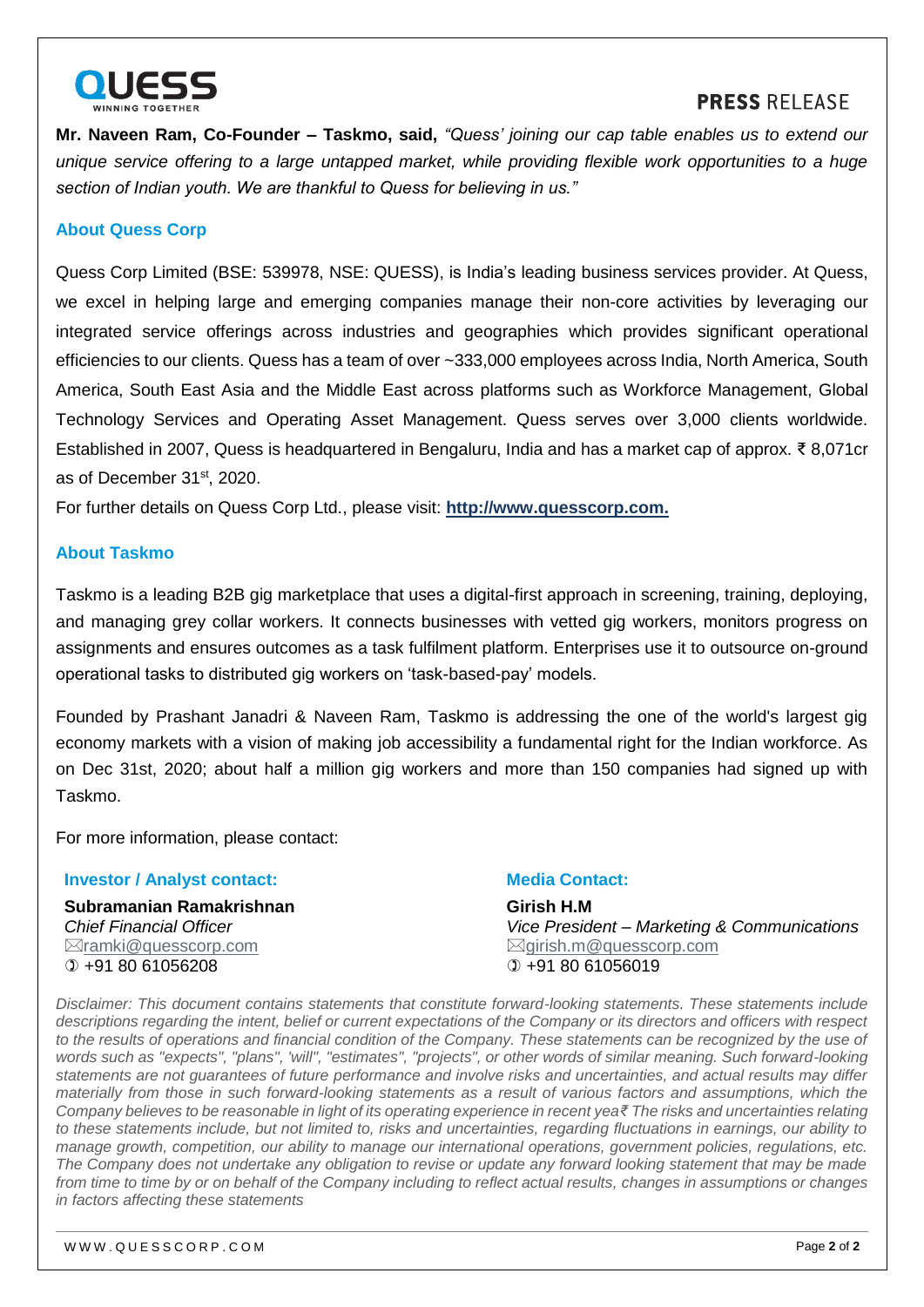**Mr. Naveen Ram, Co-Founder – Taskmo, said,** *"Quess' joining our cap table enables us to extend our unique service offering to a large untapped market, while providing flexible work opportunities to a huge section of Indian youth. We are thankful to Quess for believing in us."*

### About Quess Corp

Quess Corp Limited (BSE: 539978, NSE: QUESS), is India's leading business services provider. At Quess, we excel in helping large and emerging companies manage their non-core activities by leveraging our integrated service offerings across industries and geographies which provides significant operational efficiencies to our clients. Quess has a team of over ~333,000 employees across India, North America, South America, South East Asia and the Middle East across platforms such as Workforce Management, Global Technology Services and Operating Asset Management. Quess serves over 3,000 clients worldwide. Established in 2007, Quess is headquartered in Bengaluru, India and has a market cap of approx. ₹ 8,071cr as of December 31st, 2020.

For further details on Quess Corp Ltd., please visit: **http://www.quesscorp.com.**

### About Taskmo

Taskmo is a leading B2B gig marketplace that uses a digital-first approach in screening, training, deploying, and managing grey collar workers. It connects businesses with vetted gig workers, monitors progress on assignments and ensures outcomes as a task fulfilment platform. Enterprises use it to outsource on-ground operational tasks to distributed gig workers on 'task-based-pay' models.

Founded by Prashant Janadri & Naveen Ram, Taskmo is addressing the one of the world's largest gig economy markets with a vision of making job accessibility a fundamental right for the Indian workforce. As on Dec 31st, 2020; about half a million gig workers and more than 150 companies had signed up with Taskmo.

For more information, please contact:

**Investor / Analyst contact:**

**Subramanian Ramakrishnan**
*Chief Financial Officer*
✉ramki@quesscorp.com
+91 80 61056208

**Media Contact:**

**Girish H.M**
*Vice President – Marketing & Communications*
✉girish.m@quesscorp.com
+91 80 61056019

*Disclaimer: This document contains statements that constitute forward-looking statements. These statements include descriptions regarding the intent, belief or current expectations of the Company or its directors and officers with respect to the results of operations and financial condition of the Company. These statements can be recognized by the use of words such as "expects", "plans", 'will", "estimates", "projects", or other words of similar meaning. Such forward-looking statements are not guarantees of future performance and involve risks and uncertainties, and actual results may differ materially from those in such forward-looking statements as a result of various factors and assumptions, which the Company believes to be reasonable in light of its operating experience in recent yea₹ The risks and uncertainties relating to these statements include, but not limited to, risks and uncertainties, regarding fluctuations in earnings, our ability to manage growth, competition, our ability to manage our international operations, government policies, regulations, etc. The Company does not undertake any obligation to revise or update any forward looking statement that may be made from time to time by or on behalf of the Company including to reflect actual results, changes in assumptions or changes in factors affecting these statements*